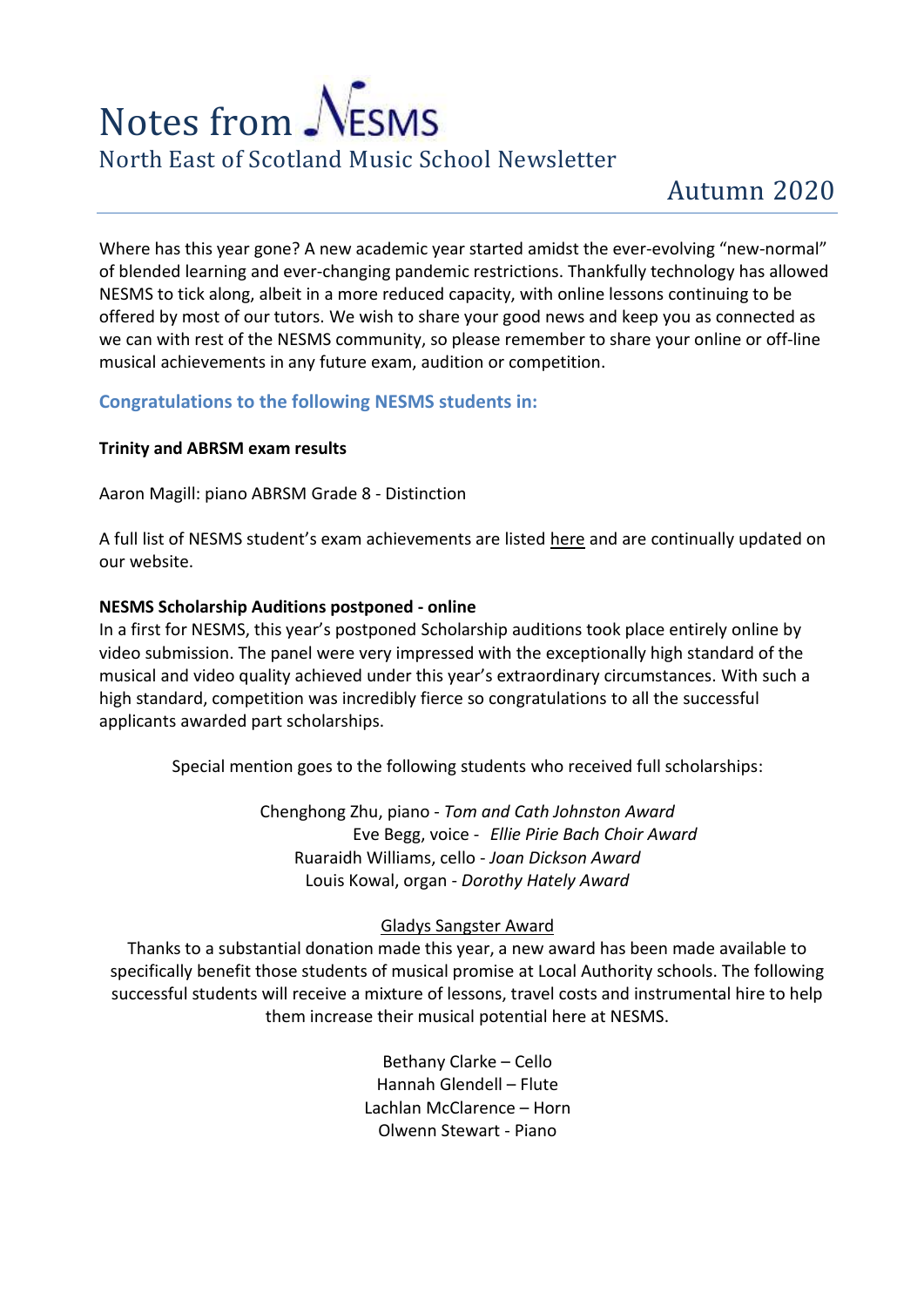# Notes from NESMS

## North East of Scotland Music School Newsletter

## Autumn 2020

Where has this year gone? A new academic year started amidst the ever-evolving "new-normal" of blended learning and ever-changing pandemic restrictions. Thankfully technology has allowed NESMS to tick along, albeit in a more reduced capacity, with online lessons continuing to be offered by most of our tutors. We wish to share your good news and keep you as connected as we can with rest of the NESMS community, so please remember to share your online or off-line musical achievements in any future exam, audition or competition.

### Congratulations to the following NESMS students in:

**Trinity and ABRSM exam results**

Aaron Magill: piano ABRSM Grade 8 - Distinction

A full list of NESMS student's exam achievements are listed here and are continually updated on our website.

**NESMS Scholarship Auditions postponed - online**

In a first for NESMS, this year's postponed Scholarship auditions took place entirely online by video submission. The panel were very impressed with the exceptionally high standard of the musical and video quality achieved under this year's extraordinary circumstances. With such a high standard, competition was incredibly fierce so congratulations to all the successful applicants awarded part scholarships.

Special mention goes to the following students who received full scholarships:

Chenghong Zhu, piano - *Tom and Cath Johnston Award*
Eve Begg, voice - *Ellie Pirie Bach Choir Award*
Ruaraidh Williams, cello - *Joan Dickson Award*
Louis Kowal, organ - *Dorothy Hately Award*

Gladys Sangster Award

Thanks to a substantial donation made this year, a new award has been made available to specifically benefit those students of musical promise at Local Authority schools. The following successful students will receive a mixture of lessons, travel costs and instrumental hire to help them increase their musical potential here at NESMS.

Bethany Clarke – Cello
Hannah Glendell – Flute
Lachlan McClarence – Horn
Olwenn Stewart - Piano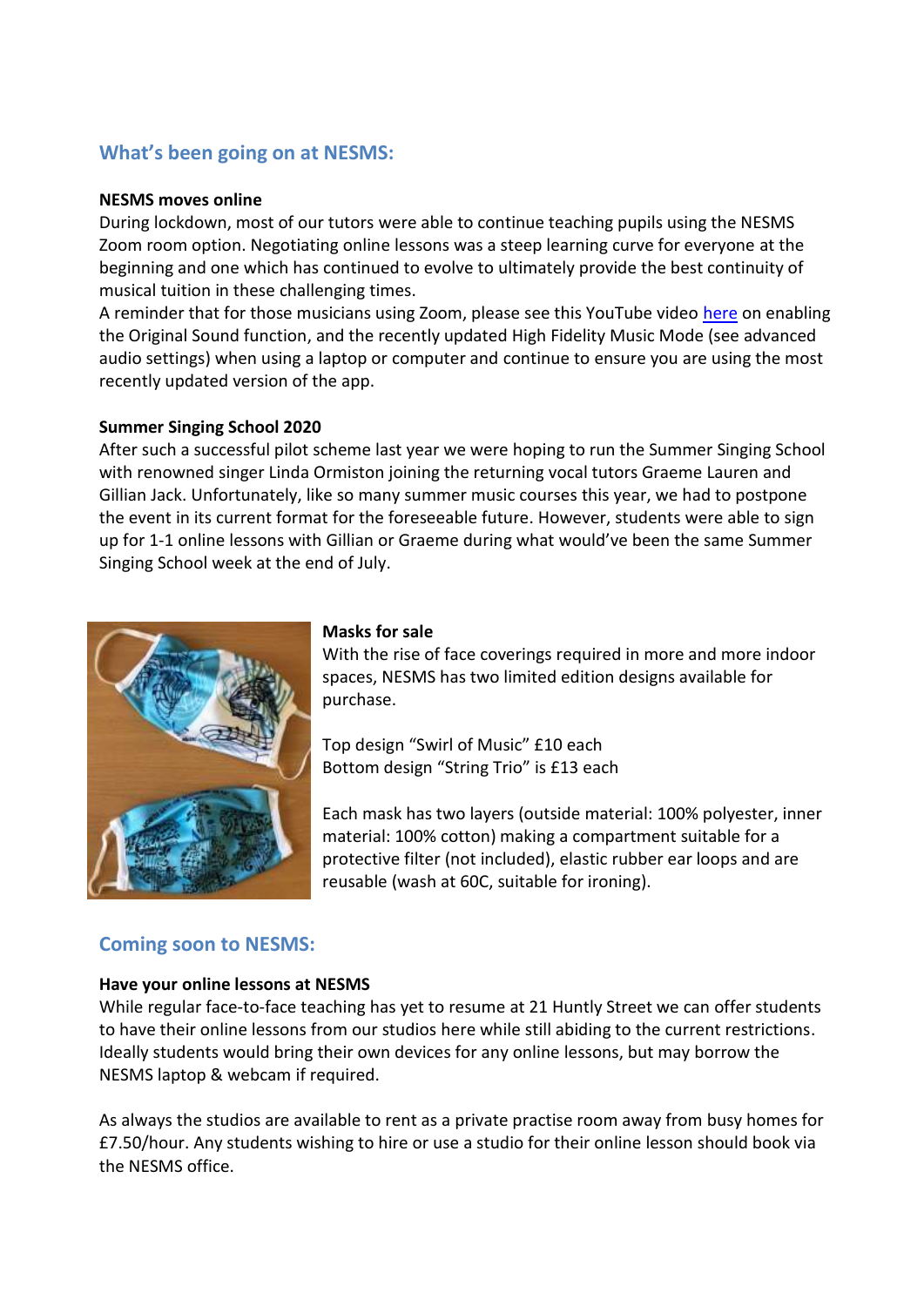## What's been going on at NESMS:

**NESMS moves online**

During lockdown, most of our tutors were able to continue teaching pupils using the NESMS Zoom room option. Negotiating online lessons was a steep learning curve for everyone at the beginning and one which has continued to evolve to ultimately provide the best continuity of musical tuition in these challenging times.

A reminder that for those musicians using Zoom, please see this YouTube video here on enabling the Original Sound function, and the recently updated High Fidelity Music Mode (see advanced audio settings) when using a laptop or computer and continue to ensure you are using the most recently updated version of the app.

**Summer Singing School 2020**

After such a successful pilot scheme last year we were hoping to run the Summer Singing School with renowned singer Linda Ormiston joining the returning vocal tutors Graeme Lauren and Gillian Jack. Unfortunately, like so many summer music courses this year, we had to postpone the event in its current format for the foreseeable future. However, students were able to sign up for 1-1 online lessons with Gillian or Graeme during what would've been the same Summer Singing School week at the end of July.

**Masks for sale**

With the rise of face coverings required in more and more indoor spaces, NESMS has two limited edition designs available for purchase.

Top design "Swirl of Music" £10 each
Bottom design "String Trio" is £13 each

Each mask has two layers (outside material: 100% polyester, inner material: 100% cotton) making a compartment suitable for a protective filter (not included), elastic rubber ear loops and are reusable (wash at 60C, suitable for ironing).

## Coming soon to NESMS:

**Have your online lessons at NESMS**

While regular face-to-face teaching has yet to resume at 21 Huntly Street we can offer students to have their online lessons from our studios here while still abiding to the current restrictions. Ideally students would bring their own devices for any online lessons, but may borrow the NESMS laptop & webcam if required.

As always the studios are available to rent as a private practise room away from busy homes for £7.50/hour. Any students wishing to hire or use a studio for their online lesson should book via the NESMS office.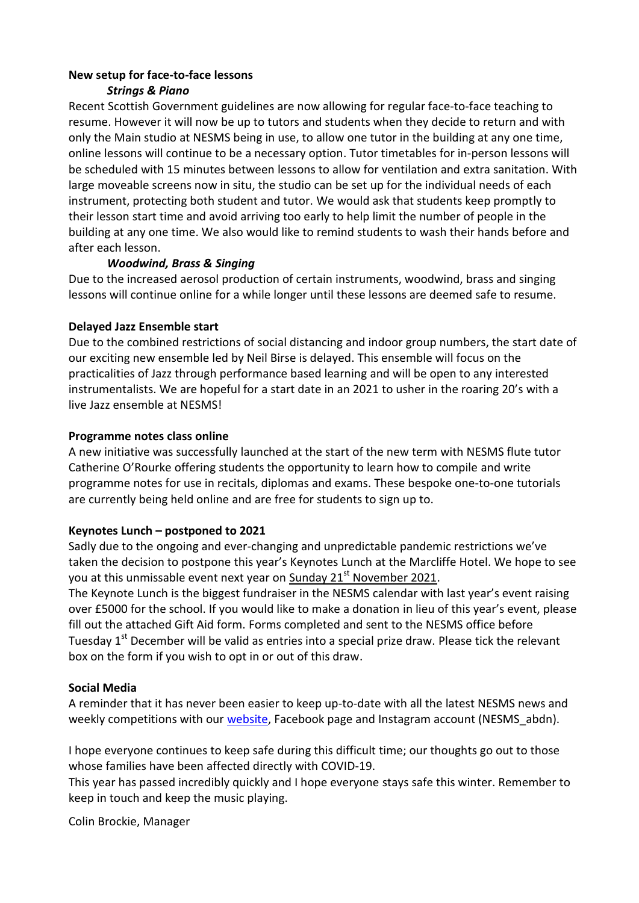**New setup for face-to-face lessons**

***Strings & Piano***

Recent Scottish Government guidelines are now allowing for regular face-to-face teaching to resume. However it will now be up to tutors and students when they decide to return and with only the Main studio at NESMS being in use, to allow one tutor in the building at any one time, online lessons will continue to be a necessary option. Tutor timetables for in-person lessons will be scheduled with 15 minutes between lessons to allow for ventilation and extra sanitation. With large moveable screens now in situ, the studio can be set up for the individual needs of each instrument, protecting both student and tutor. We would ask that students keep promptly to their lesson start time and avoid arriving too early to help limit the number of people in the building at any one time. We also would like to remind students to wash their hands before and after each lesson.

***Woodwind, Brass & Singing***

Due to the increased aerosol production of certain instruments, woodwind, brass and singing lessons will continue online for a while longer until these lessons are deemed safe to resume.

**Delayed Jazz Ensemble start**

Due to the combined restrictions of social distancing and indoor group numbers, the start date of our exciting new ensemble led by Neil Birse is delayed. This ensemble will focus on the practicalities of Jazz through performance based learning and will be open to any interested instrumentalists. We are hopeful for a start date in an 2021 to usher in the roaring 20's with a live Jazz ensemble at NESMS!

**Programme notes class online**

A new initiative was successfully launched at the start of the new term with NESMS flute tutor Catherine O'Rourke offering students the opportunity to learn how to compile and write programme notes for use in recitals, diplomas and exams. These bespoke one-to-one tutorials are currently being held online and are free for students to sign up to.

**Keynotes Lunch – postponed to 2021**

Sadly due to the ongoing and ever-changing and unpredictable pandemic restrictions we've taken the decision to postpone this year's Keynotes Lunch at the Marcliffe Hotel. We hope to see you at this unmissable event next year on Sunday 21st November 2021.

The Keynote Lunch is the biggest fundraiser in the NESMS calendar with last year's event raising over £5000 for the school. If you would like to make a donation in lieu of this year's event, please fill out the attached Gift Aid form. Forms completed and sent to the NESMS office before Tuesday 1st December will be valid as entries into a special prize draw. Please tick the relevant box on the form if you wish to opt in or out of this draw.

**Social Media**

A reminder that it has never been easier to keep up-to-date with all the latest NESMS news and weekly competitions with our website, Facebook page and Instagram account (NESMS_abdn).

I hope everyone continues to keep safe during this difficult time; our thoughts go out to those whose families have been affected directly with COVID-19.

This year has passed incredibly quickly and I hope everyone stays safe this winter. Remember to keep in touch and keep the music playing.

Colin Brockie, Manager